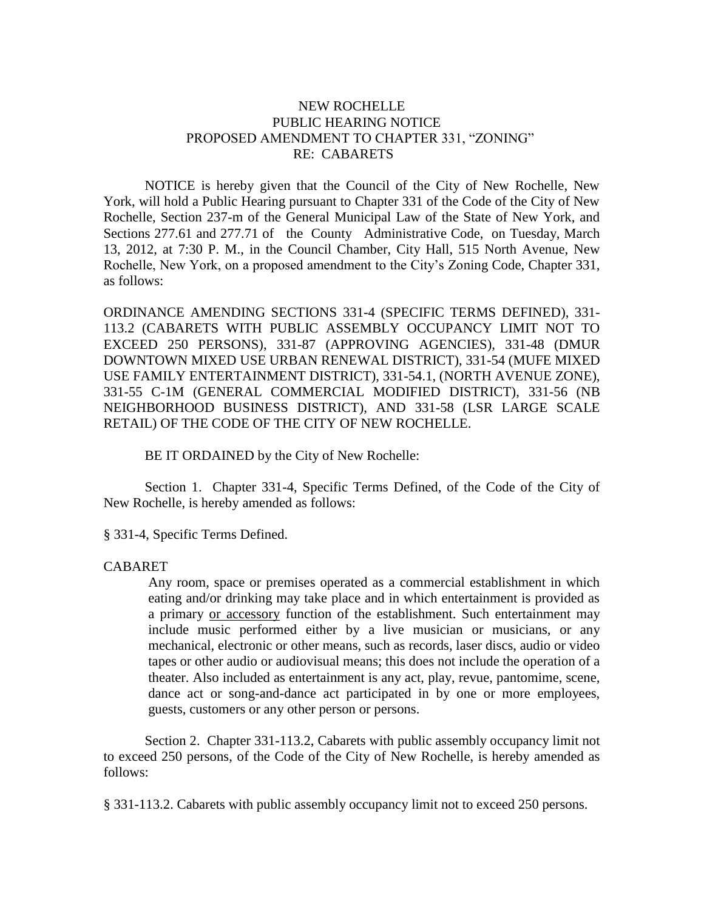# NEW ROCHELLE
## PUBLIC HEARING NOTICE
## PROPOSED AMENDMENT TO CHAPTER 331, "ZONING"
## RE: CABARETS

NOTICE is hereby given that the Council of the City of New Rochelle, New York, will hold a Public Hearing pursuant to Chapter 331 of the Code of the City of New Rochelle, Section 237-m of the General Municipal Law of the State of New York, and Sections 277.61 and 277.71 of the County Administrative Code, on Tuesday, March 13, 2012, at 7:30 P. M., in the Council Chamber, City Hall, 515 North Avenue, New Rochelle, New York, on a proposed amendment to the City's Zoning Code, Chapter 331, as follows:

ORDINANCE AMENDING SECTIONS 331-4 (SPECIFIC TERMS DEFINED), 331-113.2 (CABARETS WITH PUBLIC ASSEMBLY OCCUPANCY LIMIT NOT TO EXCEED 250 PERSONS), 331-87 (APPROVING AGENCIES), 331-48 (DMUR DOWNTOWN MIXED USE URBAN RENEWAL DISTRICT), 331-54 (MUFE MIXED USE FAMILY ENTERTAINMENT DISTRICT), 331-54.1, (NORTH AVENUE ZONE), 331-55 C-1M (GENERAL COMMERCIAL MODIFIED DISTRICT), 331-56 (NB NEIGHBORHOOD BUSINESS DISTRICT), AND 331-58 (LSR LARGE SCALE RETAIL) OF THE CODE OF THE CITY OF NEW ROCHELLE.

BE IT ORDAINED by the City of New Rochelle:

Section 1. Chapter 331-4, Specific Terms Defined, of the Code of the City of New Rochelle, is hereby amended as follows:

§ 331-4, Specific Terms Defined.

CABARET

> Any room, space or premises operated as a commercial establishment in which eating and/or drinking may take place and in which entertainment is provided as a primary <u>or accessory</u> function of the establishment. Such entertainment may include music performed either by a live musician or musicians, or any mechanical, electronic or other means, such as records, laser discs, audio or video tapes or other audio or audiovisual means; this does not include the operation of a theater. Also included as entertainment is any act, play, revue, pantomime, scene, dance act or song-and-dance act participated in by one or more employees, guests, customers or any other person or persons.

Section 2. Chapter 331-113.2, Cabarets with public assembly occupancy limit not to exceed 250 persons, of the Code of the City of New Rochelle, is hereby amended as follows:

§ 331-113.2. Cabarets with public assembly occupancy limit not to exceed 250 persons.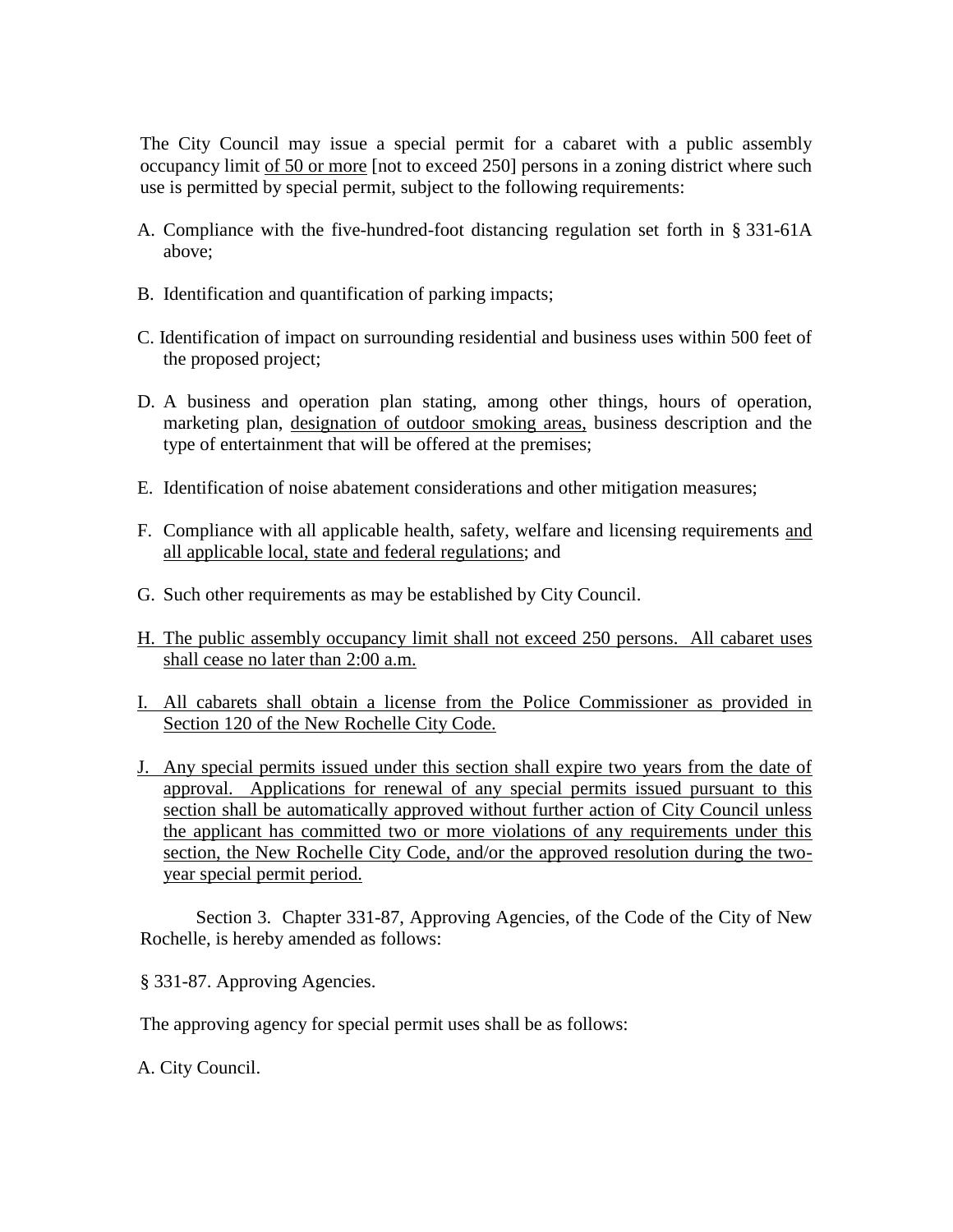The City Council may issue a special permit for a cabaret with a public assembly occupancy limit <u>of 50 or more</u> [not to exceed 250] persons in a zoning district where such use is permitted by special permit, subject to the following requirements:

A. Compliance with the five-hundred-foot distancing regulation set forth in § 331-61A above;

B. Identification and quantification of parking impacts;

C. Identification of impact on surrounding residential and business uses within 500 feet of the proposed project;

D. A business and operation plan stating, among other things, hours of operation, marketing plan, <u>designation of outdoor smoking areas,</u> business description and the type of entertainment that will be offered at the premises;

E. Identification of noise abatement considerations and other mitigation measures;

F. Compliance with all applicable health, safety, welfare and licensing requirements <u>and all applicable local, state and federal regulations</u>; and

G. Such other requirements as may be established by City Council.

<u>H. The public assembly occupancy limit shall not exceed 250 persons. All cabaret uses shall cease no later than 2:00 a.m.</u>

<u>I. All cabarets shall obtain a license from the Police Commissioner as provided in Section 120 of the New Rochelle City Code.</u>

<u>J. Any special permits issued under this section shall expire two years from the date of approval. Applications for renewal of any special permits issued pursuant to this section shall be automatically approved without further action of City Council unless the applicant has committed two or more violations of any requirements under this section, the New Rochelle City Code, and/or the approved resolution during the two-year special permit period.</u>

Section 3. Chapter 331-87, Approving Agencies, of the Code of the City of New Rochelle, is hereby amended as follows:

§ 331-87. Approving Agencies.

The approving agency for special permit uses shall be as follows:

A. City Council.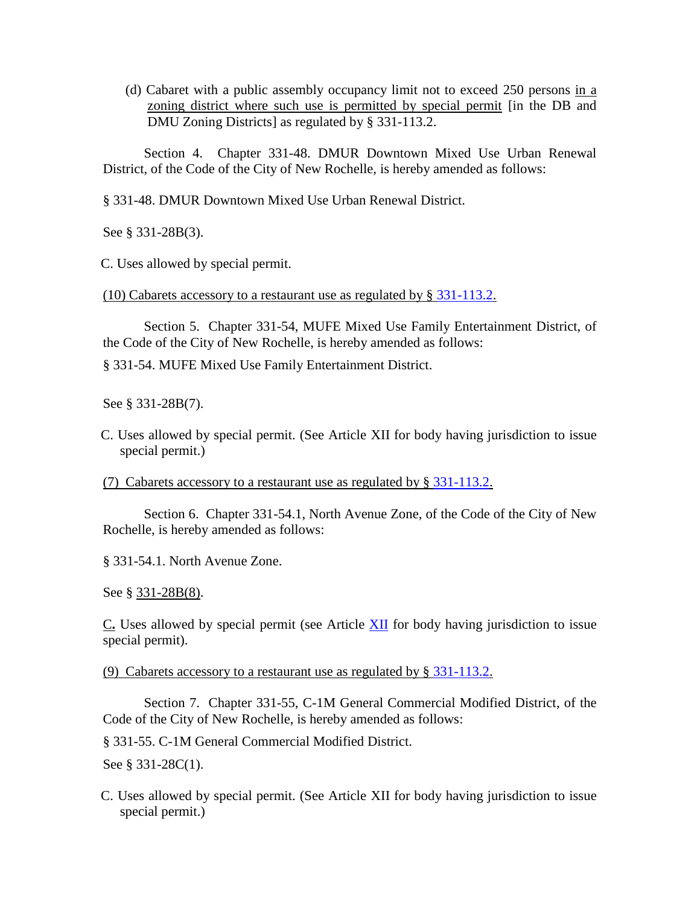(d) Cabaret with a public assembly occupancy limit not to exceed 250 persons <u>in a zoning district where such use is permitted by special permit</u> [in the DB and DMU Zoning Districts] as regulated by § 331-113.2.

Section 4. Chapter 331-48. DMUR Downtown Mixed Use Urban Renewal District, of the Code of the City of New Rochelle, is hereby amended as follows:

§ 331-48. DMUR Downtown Mixed Use Urban Renewal District.

See § 331-28B(3).

C. Uses allowed by special permit.

<u>(10) Cabarets accessory to a restaurant use as regulated by § 331-113.2.</u>

Section 5. Chapter 331-54, MUFE Mixed Use Family Entertainment District, of the Code of the City of New Rochelle, is hereby amended as follows:

§ 331-54. MUFE Mixed Use Family Entertainment District.

See § 331-28B(7).

C. Uses allowed by special permit. (See Article XII for body having jurisdiction to issue special permit.)

<u>(7) Cabarets accessory to a restaurant use as regulated by § 331-113.2.</u>

Section 6. Chapter 331-54.1, North Avenue Zone, of the Code of the City of New Rochelle, is hereby amended as follows:

§ 331-54.1. North Avenue Zone.

See § <u>331-28B(8)</u>.

<u>C</u>**.** Uses allowed by special permit (see Article <u>XII</u> for body having jurisdiction to issue special permit).

<u>(9) Cabarets accessory to a restaurant use as regulated by § 331-113.2.</u>

Section 7. Chapter 331-55, C-1M General Commercial Modified District, of the Code of the City of New Rochelle, is hereby amended as follows:

§ 331-55. C-1M General Commercial Modified District.

See § 331-28C(1).

C. Uses allowed by special permit. (See Article XII for body having jurisdiction to issue special permit.)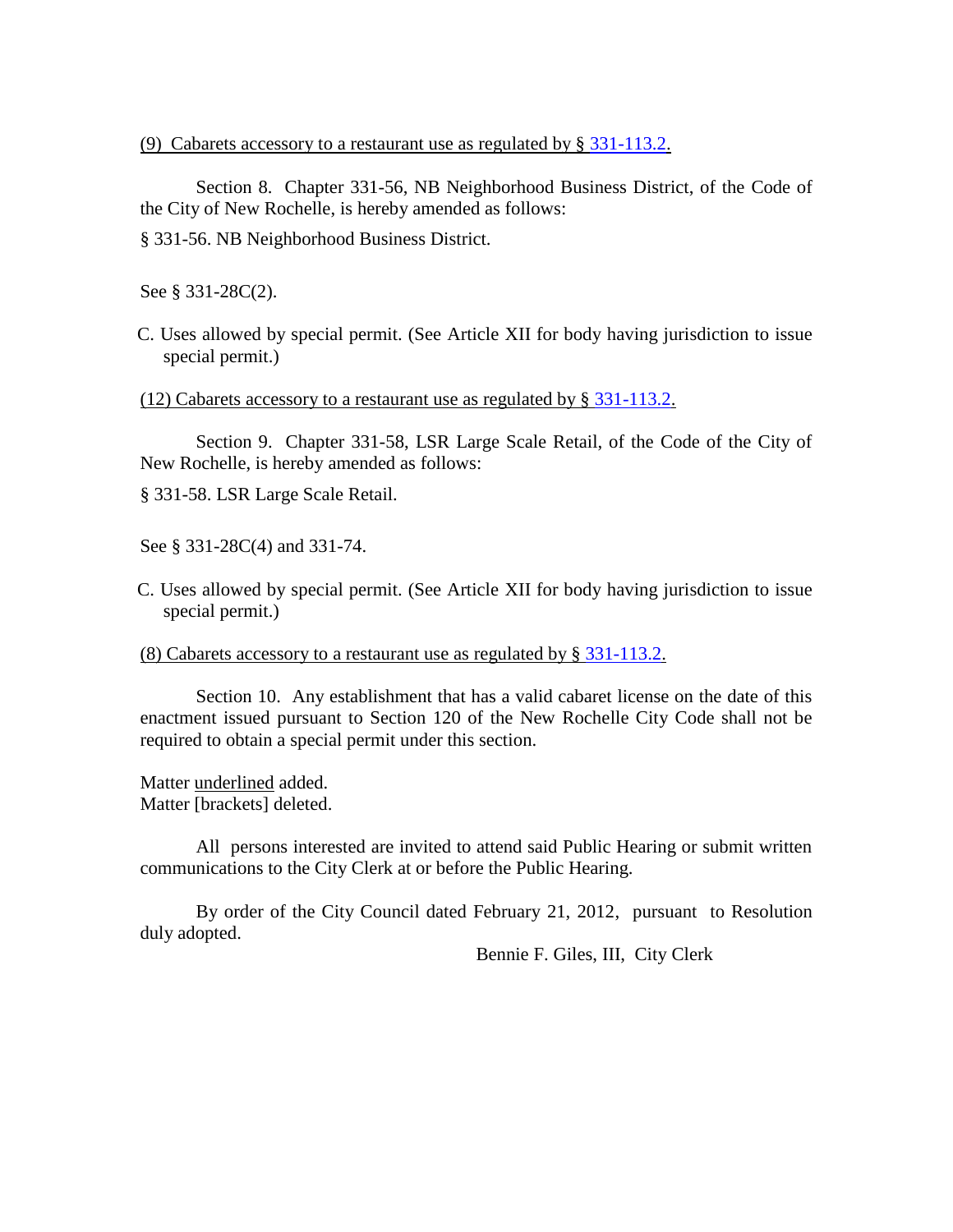<u>(9) Cabarets accessory to a restaurant use as regulated by § 331-113.2.</u>

Section 8. Chapter 331-56, NB Neighborhood Business District, of the Code of the City of New Rochelle, is hereby amended as follows:

§ 331-56. NB Neighborhood Business District.

See § 331-28C(2).

C. Uses allowed by special permit. (See Article XII for body having jurisdiction to issue special permit.)

<u>(12) Cabarets accessory to a restaurant use as regulated by § 331-113.2.</u>

Section 9. Chapter 331-58, LSR Large Scale Retail, of the Code of the City of New Rochelle, is hereby amended as follows:

§ 331-58. LSR Large Scale Retail.

See § 331-28C(4) and 331-74.

C. Uses allowed by special permit. (See Article XII for body having jurisdiction to issue special permit.)

<u>(8) Cabarets accessory to a restaurant use as regulated by § 331-113.2.</u>

Section 10. Any establishment that has a valid cabaret license on the date of this enactment issued pursuant to Section 120 of the New Rochelle City Code shall not be required to obtain a special permit under this section.

Matter <u>underlined</u> added.
Matter [brackets] deleted.

All persons interested are invited to attend said Public Hearing or submit written communications to the City Clerk at or before the Public Hearing.

By order of the City Council dated February 21, 2012, pursuant to Resolution duly adopted.

Bennie F. Giles, III, City Clerk